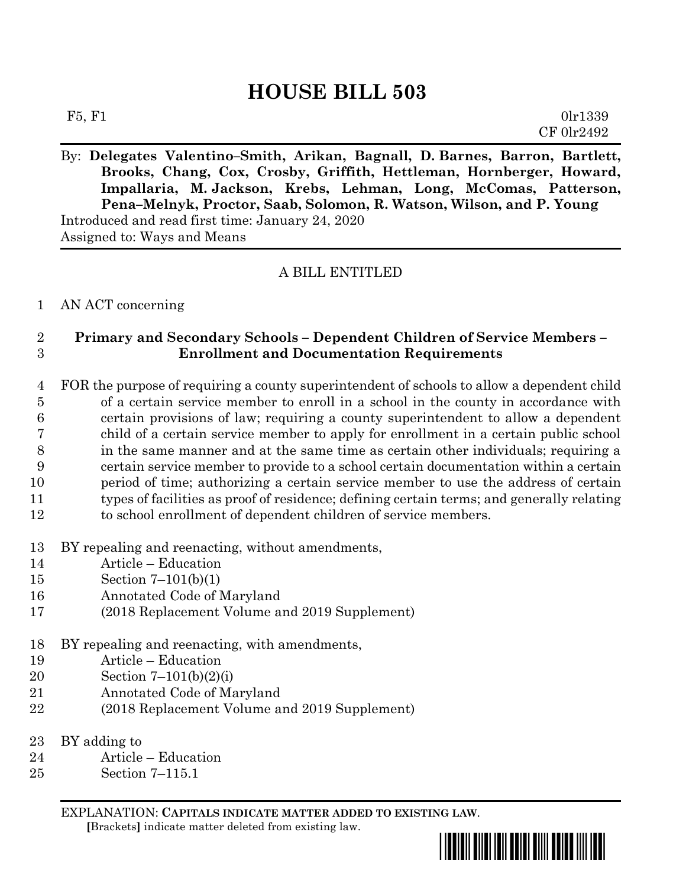# HOUSE BILL 503

F5, F1 0lr1339
CF 0lr2492

By: **Delegates Valentino–Smith, Arikan, Bagnall, D. Barnes, Barron, Bartlett, Brooks, Chang, Cox, Crosby, Griffith, Hettleman, Hornberger, Howard, Impallaria, M. Jackson, Krebs, Lehman, Long, McComas, Patterson, Pena–Melnyk, Proctor, Saab, Solomon, R. Watson, Wilson, and P. Young**

Introduced and read first time: January 24, 2020
Assigned to: Ways and Means

A BILL ENTITLED

1 AN ACT concerning

2 **Primary and Secondary Schools – Dependent Children of Service Members –**
3 **Enrollment and Documentation Requirements**

4 FOR the purpose of requiring a county superintendent of schools to allow a dependent child
5 of a certain service member to enroll in a school in the county in accordance with
6 certain provisions of law; requiring a county superintendent to allow a dependent
7 child of a certain service member to apply for enrollment in a certain public school
8 in the same manner and at the same time as certain other individuals; requiring a
9 certain service member to provide to a school certain documentation within a certain
10 period of time; authorizing a certain service member to use the address of certain
11 types of facilities as proof of residence; defining certain terms; and generally relating
12 to school enrollment of dependent children of service members.

13 BY repealing and reenacting, without amendments,
14 Article – Education
15 Section 7–101(b)(1)
16 Annotated Code of Maryland
17 (2018 Replacement Volume and 2019 Supplement)

18 BY repealing and reenacting, with amendments,
19 Article – Education
20 Section 7–101(b)(2)(i)
21 Annotated Code of Maryland
22 (2018 Replacement Volume and 2019 Supplement)

23 BY adding to
24 Article – Education
25 Section 7–115.1

EXPLANATION: **CAPITALS INDICATE MATTER ADDED TO EXISTING LAW.**
**[**Brackets**]** indicate matter deleted from existing law.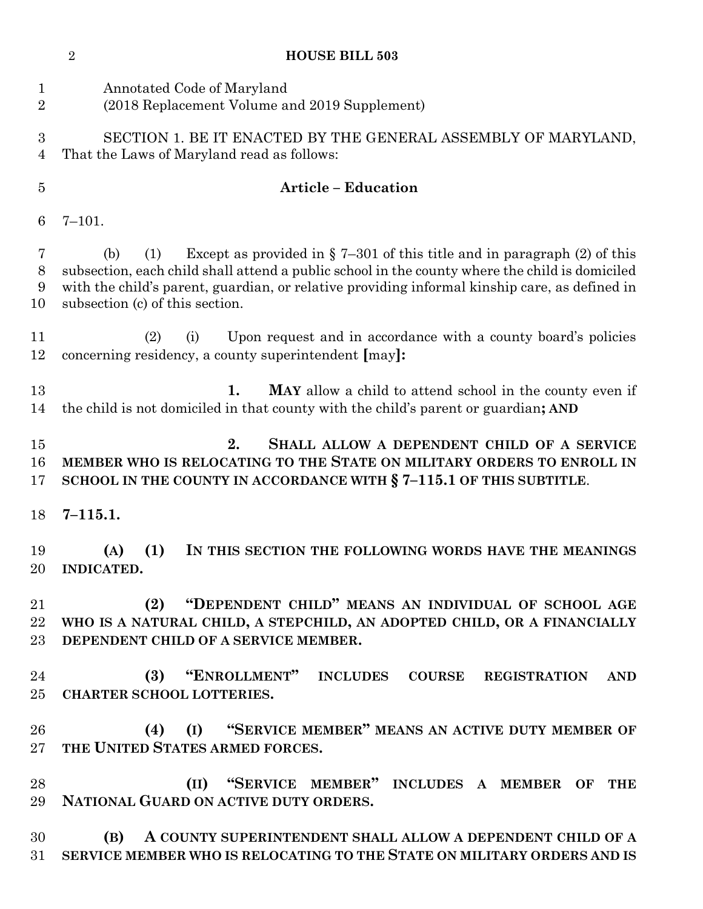Annotated Code of Maryland
(2018 Replacement Volume and 2019 Supplement)

SECTION 1. BE IT ENACTED BY THE GENERAL ASSEMBLY OF MARYLAND, That the Laws of Maryland read as follows:

**Article – Education**

7–101.

(b) (1) Except as provided in § 7–301 of this title and in paragraph (2) of this subsection, each child shall attend a public school in the county where the child is domiciled with the child's parent, guardian, or relative providing informal kinship care, as defined in subsection (c) of this section.

(2) (i) Upon request and in accordance with a county board's policies concerning residency, a county superintendent **[**may**]:**

**1. MAY** allow a child to attend school in the county even if the child is not domiciled in that county with the child's parent or guardian**; AND**

**2. SHALL ALLOW A DEPENDENT CHILD OF A SERVICE MEMBER WHO IS RELOCATING TO THE STATE ON MILITARY ORDERS TO ENROLL IN SCHOOL IN THE COUNTY IN ACCORDANCE WITH § 7–115.1 OF THIS SUBTITLE**.

**7–115.1.**

**(A) (1) IN THIS SECTION THE FOLLOWING WORDS HAVE THE MEANINGS INDICATED.**

**(2) "DEPENDENT CHILD" MEANS AN INDIVIDUAL OF SCHOOL AGE WHO IS A NATURAL CHILD, A STEPCHILD, AN ADOPTED CHILD, OR A FINANCIALLY DEPENDENT CHILD OF A SERVICE MEMBER.**

**(3) "ENROLLMENT" INCLUDES COURSE REGISTRATION AND CHARTER SCHOOL LOTTERIES.**

**(4) (I) "SERVICE MEMBER" MEANS AN ACTIVE DUTY MEMBER OF THE UNITED STATES ARMED FORCES.**

**(II) "SERVICE MEMBER" INCLUDES A MEMBER OF THE NATIONAL GUARD ON ACTIVE DUTY ORDERS.**

**(B) A COUNTY SUPERINTENDENT SHALL ALLOW A DEPENDENT CHILD OF A SERVICE MEMBER WHO IS RELOCATING TO THE STATE ON MILITARY ORDERS AND IS**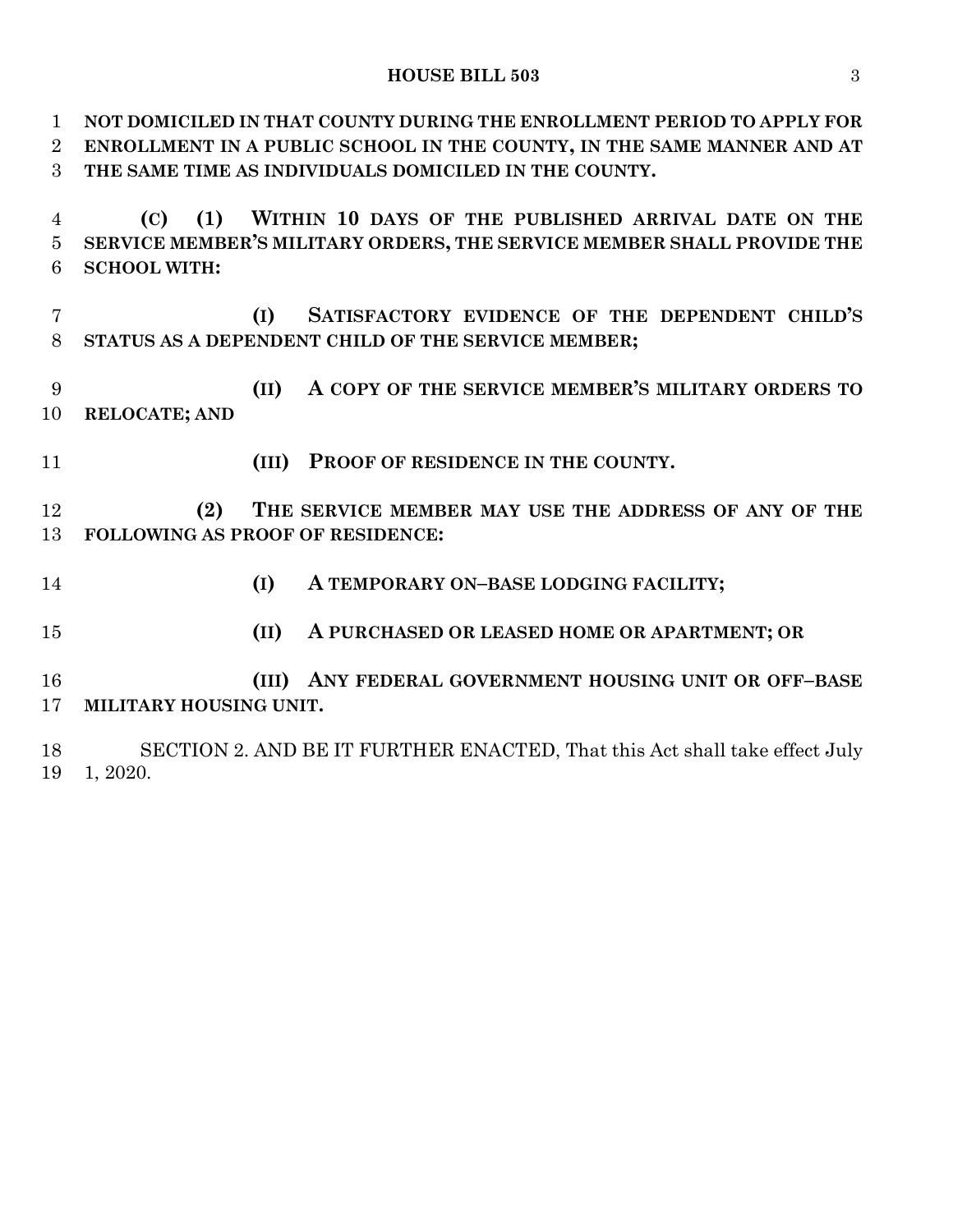**NOT DOMICILED IN THAT COUNTY DURING THE ENROLLMENT PERIOD TO APPLY FOR ENROLLMENT IN A PUBLIC SCHOOL IN THE COUNTY, IN THE SAME MANNER AND AT THE SAME TIME AS INDIVIDUALS DOMICILED IN THE COUNTY.**

**(C) (1) WITHIN 10 DAYS OF THE PUBLISHED ARRIVAL DATE ON THE SERVICE MEMBER'S MILITARY ORDERS, THE SERVICE MEMBER SHALL PROVIDE THE SCHOOL WITH:**

**(I) SATISFACTORY EVIDENCE OF THE DEPENDENT CHILD'S STATUS AS A DEPENDENT CHILD OF THE SERVICE MEMBER;**

**(II) A COPY OF THE SERVICE MEMBER'S MILITARY ORDERS TO RELOCATE; AND**

**(III) PROOF OF RESIDENCE IN THE COUNTY.**

**(2) THE SERVICE MEMBER MAY USE THE ADDRESS OF ANY OF THE FOLLOWING AS PROOF OF RESIDENCE:**

**(I) A TEMPORARY ON–BASE LODGING FACILITY;**

**(II) A PURCHASED OR LEASED HOME OR APARTMENT; OR**

**(III) ANY FEDERAL GOVERNMENT HOUSING UNIT OR OFF–BASE MILITARY HOUSING UNIT.**

SECTION 2. AND BE IT FURTHER ENACTED, That this Act shall take effect July 1, 2020.